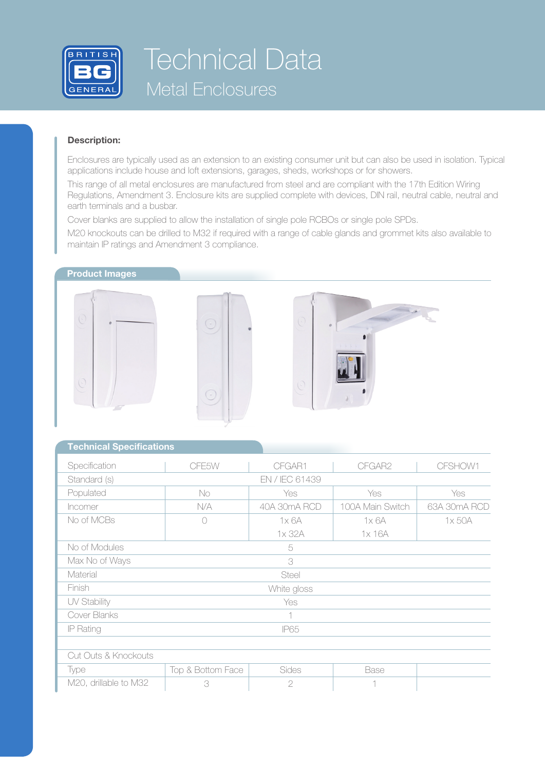# Technical Data

## Metal Enclosures

**Description:**

Enclosures are typically used as an extension to an existing consumer unit but can also be used in isolation. Typical applications include house and loft extensions, garages, sheds, workshops or for showers.

This range of all metal enclosures are manufactured from steel and are compliant with the 17th Edition Wiring Regulations, Amendment 3. Enclosure kits are supplied complete with devices, DIN rail, neutral cable, neutral and earth terminals and a busbar.

Cover blanks are supplied to allow the installation of single pole RCBOs or single pole SPDs.

M20 knockouts can be drilled to M32 if required with a range of cable glands and grommet kits also available to maintain IP ratings and Amendment 3 compliance.

**Product Images**

**Technical Specifications**

| Specification | CFE5W | CFGAR1 | CFGAR2 | CFSHOW1 |
|---|---|---|---|---|
| Standard (s) | EN / IEC 61439 | | | |
| Populated | No | Yes | Yes | Yes |
| Incomer | N/A | 40A 30mA RCD | 100A Main Switch | 63A 30mA RCD |
| No of MCBs | 0 | 1x 6A<br>1x 32A | 1x 6A<br>1x 16A | 1x 50A |
| No of Modules | 5 | | | |
| Max No of Ways | 3 | | | |
| Material | Steel | | | |
| Finish | White gloss | | | |
| UV Stability | Yes | | | |
| Cover Blanks | 1 | | | |
| IP Rating | IP65 | | | |
| | | | | |
| Cut Outs & Knockouts | | | | |
| Type | Top & Bottom Face | Sides | Base | |
| M20, drillable to M32 | 3 | 2 | 1 | |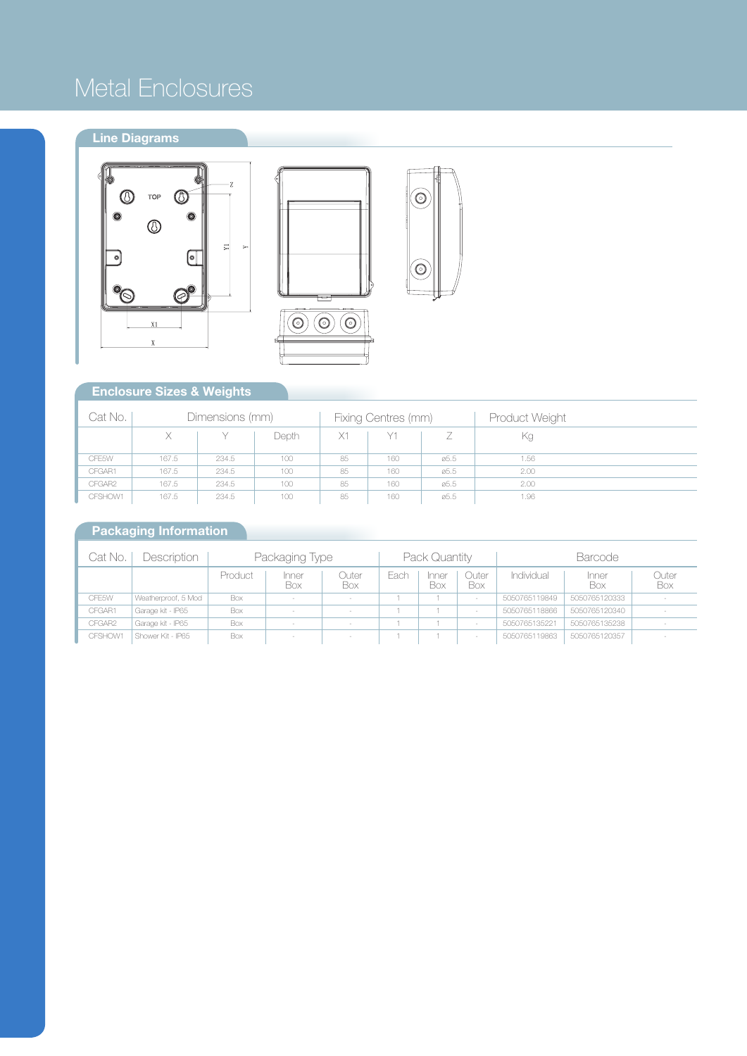# Metal Enclosures

## Line Diagrams

TOP

Z

Y1

Y

X1

X

## Enclosure Sizes & Weights

| Cat No. | Dimensions (mm) | | | Fixing Centres (mm) | | | Product Weight |
|---|---|---|---|---|---|---|---|
| | X | Y | Depth | X1 | Y1 | Z | Kg |
| CFE5W | 167.5 | 234.5 | 100 | 85 | 160 | ø5.5 | 1.56 |
| CFGAR1 | 167.5 | 234.5 | 100 | 85 | 160 | ø5.5 | 2.00 |
| CFGAR2 | 167.5 | 234.5 | 100 | 85 | 160 | ø5.5 | 2.00 |
| CFSHOW1 | 167.5 | 234.5 | 100 | 85 | 160 | ø5.5 | 1.96 |

## Packaging Information

| Cat No. | Description | Packaging Type | | | Pack Quantity | | | Barcode | | |
|---|---|---|---|---|---|---|---|---|---|---|
| | | Product | Inner Box | Outer Box | Each | Inner Box | Outer Box | Individual | Inner Box | Outer Box |
| CFE5W | Weatherproof, 5 Mod | Box | - | - | 1 | 1 | - | 5050765119849 | 5050765120333 | - |
| CFGAR1 | Garage kit - IP65 | Box | - | - | 1 | 1 | - | 5050765118866 | 5050765120340 | - |
| CFGAR2 | Garage kit - IP65 | Box | - | - | 1 | 1 | - | 5050765135221 | 5050765135238 | - |
| CFSHOW1 | Shower Kit - IP65 | Box | - | - | 1 | 1 | - | 5050765119863 | 5050765120357 | - |